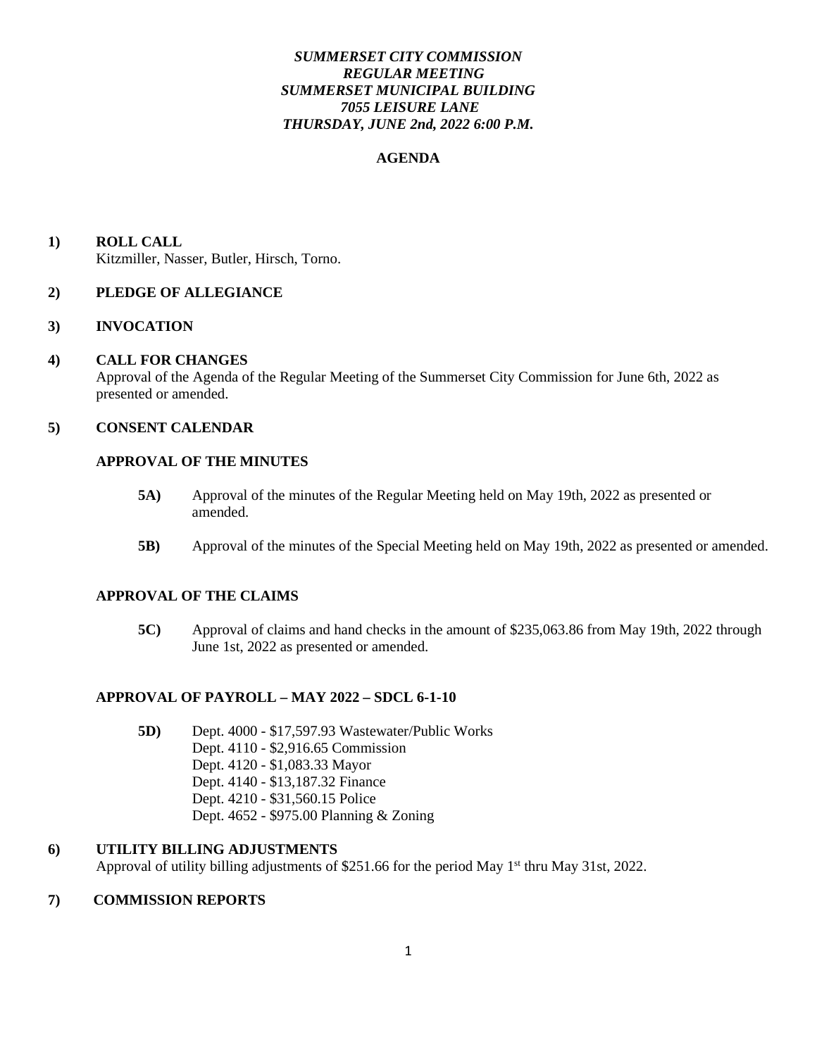***SUMMERSET CITY COMMISSION***
***REGULAR MEETING***
***SUMMERSET MUNICIPAL BUILDING***
***7055 LEISURE LANE***
***THURSDAY, JUNE 2nd, 2022 6:00 P.M.***

**AGENDA**

**1) ROLL CALL**
Kitzmiller, Nasser, Butler, Hirsch, Torno.

**2) PLEDGE OF ALLEGIANCE**

**3) INVOCATION**

**4) CALL FOR CHANGES**
Approval of the Agenda of the Regular Meeting of the Summerset City Commission for June 6th, 2022 as presented or amended.

**5) CONSENT CALENDAR**

**APPROVAL OF THE MINUTES**

**5A)** Approval of the minutes of the Regular Meeting held on May 19th, 2022 as presented or amended.

**5B)** Approval of the minutes of the Special Meeting held on May 19th, 2022 as presented or amended.

**APPROVAL OF THE CLAIMS**

**5C)** Approval of claims and hand checks in the amount of $235,063.86 from May 19th, 2022 through June 1st, 2022 as presented or amended.

**APPROVAL OF PAYROLL – MAY 2022 – SDCL 6-1-10**

**5D)** Dept. 4000 - $17,597.93 Wastewater/Public Works
Dept. 4110 - $2,916.65 Commission
Dept. 4120 - $1,083.33 Mayor
Dept. 4140 - $13,187.32 Finance
Dept. 4210 - $31,560.15 Police
Dept. 4652 - $975.00 Planning & Zoning

**6) UTILITY BILLING ADJUSTMENTS**
Approval of utility billing adjustments of $251.66 for the period May 1st thru May 31st, 2022.

**7) COMMISSION REPORTS**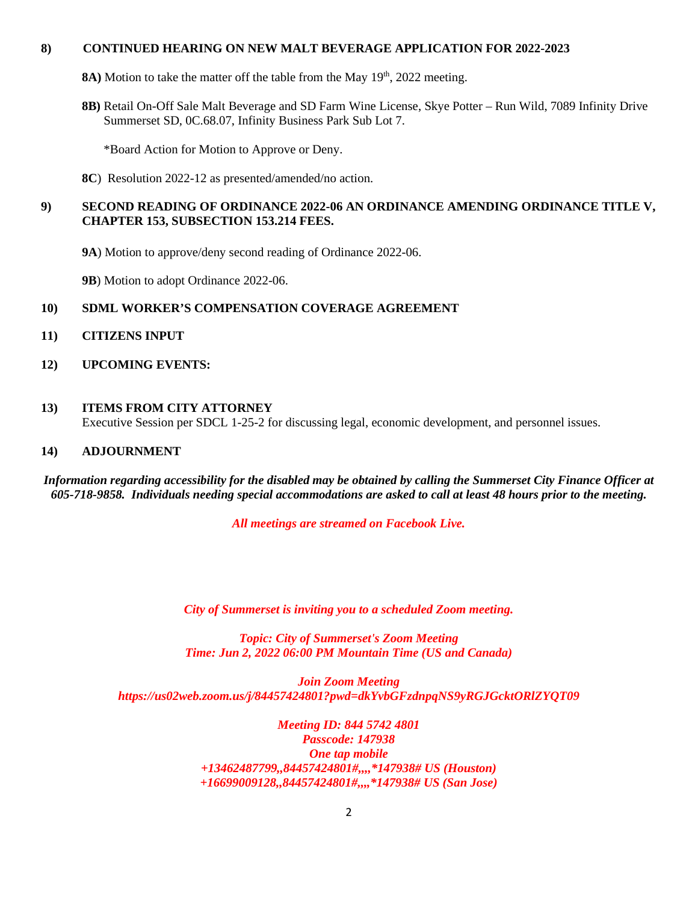**8) CONTINUED HEARING ON NEW MALT BEVERAGE APPLICATION FOR 2022-2023**

**8A)** Motion to take the matter off the table from the May 19th, 2022 meeting.

**8B)** Retail On-Off Sale Malt Beverage and SD Farm Wine License, Skye Potter – Run Wild, 7089 Infinity Drive Summerset SD, 0C.68.07, Infinity Business Park Sub Lot 7.

*Board Action for Motion to Approve or Deny.

**8C**) Resolution 2022-12 as presented/amended/no action.

**9) SECOND READING OF ORDINANCE 2022-06 AN ORDINANCE AMENDING ORDINANCE TITLE V, CHAPTER 153, SUBSECTION 153.214 FEES.**

**9A**) Motion to approve/deny second reading of Ordinance 2022-06.

**9B**) Motion to adopt Ordinance 2022-06.

**10) SDML WORKER'S COMPENSATION COVERAGE AGREEMENT**

**11) CITIZENS INPUT**

**12) UPCOMING EVENTS:**

**13) ITEMS FROM CITY ATTORNEY**
Executive Session per SDCL 1-25-2 for discussing legal, economic development, and personnel issues.

**14) ADJOURNMENT**

***Information regarding accessibility for the disabled may be obtained by calling the Summerset City Finance Officer at 605-718-9858. Individuals needing special accommodations are asked to call at least 48 hours prior to the meeting.***

***All meetings are streamed on Facebook Live.***

***City of Summerset is inviting you to a scheduled Zoom meeting.***

***Topic: City of Summerset's Zoom Meeting***
***Time: Jun 2, 2022 06:00 PM Mountain Time (US and Canada)***

***Join Zoom Meeting***
***https://us02web.zoom.us/j/84457424801?pwd=dkYvbGFzdnpqNS9yRGJGcktORlZYQT09***

***Meeting ID: 844 5742 4801***
***Passcode: 147938***
***One tap mobile***
***+13462487799,,84457424801#,,,,*147938# US (Houston)***
***+16699009128,,84457424801#,,,,*147938# US (San Jose)***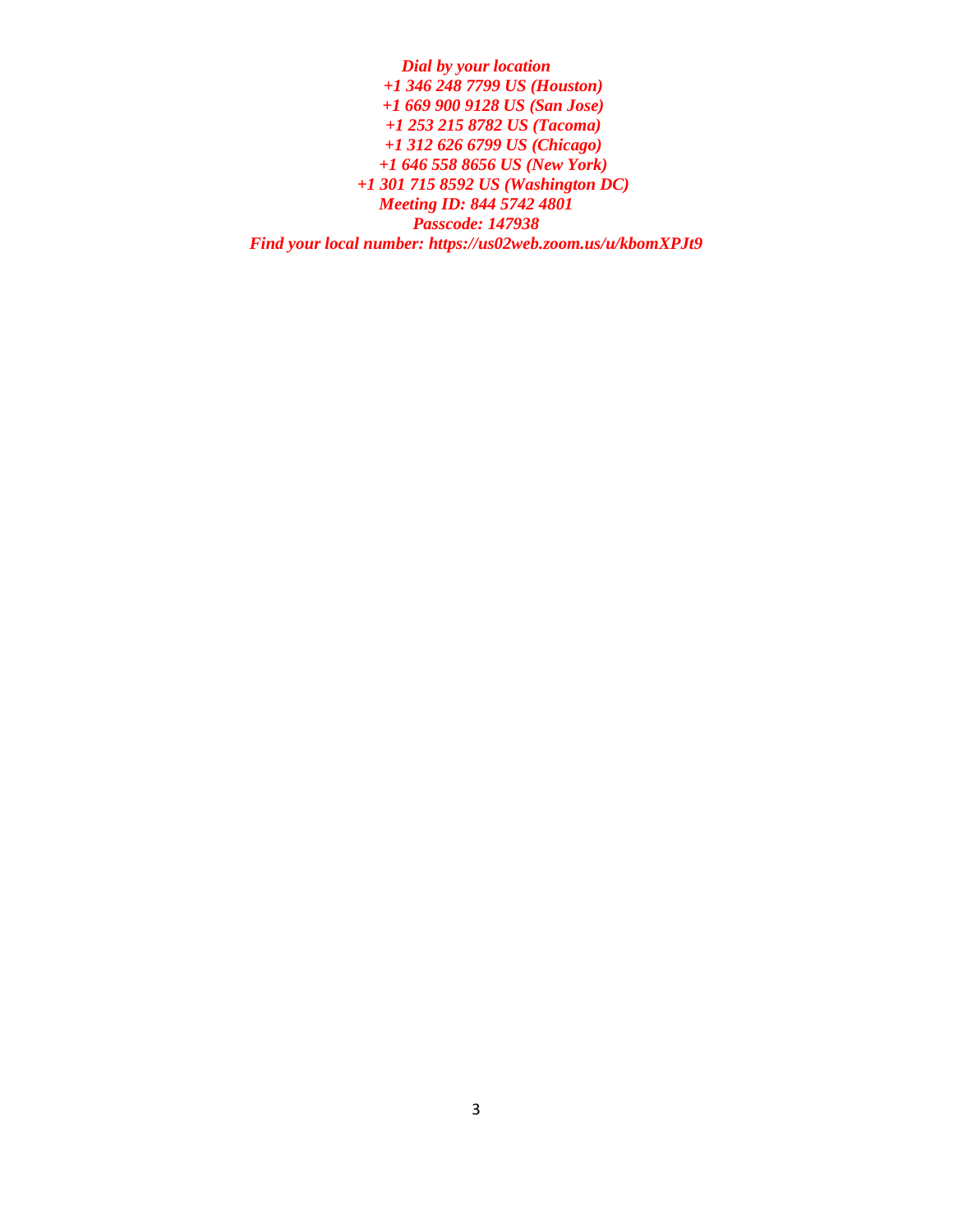***Dial by your location***
***+1 346 248 7799 US (Houston)***
***+1 669 900 9128 US (San Jose)***
***+1 253 215 8782 US (Tacoma)***
***+1 312 626 6799 US (Chicago)***
***+1 646 558 8656 US (New York)***
***+1 301 715 8592 US (Washington DC)***
***Meeting ID: 844 5742 4801***
***Passcode: 147938***
***Find your local number: https://us02web.zoom.us/u/kbomXPJt9***